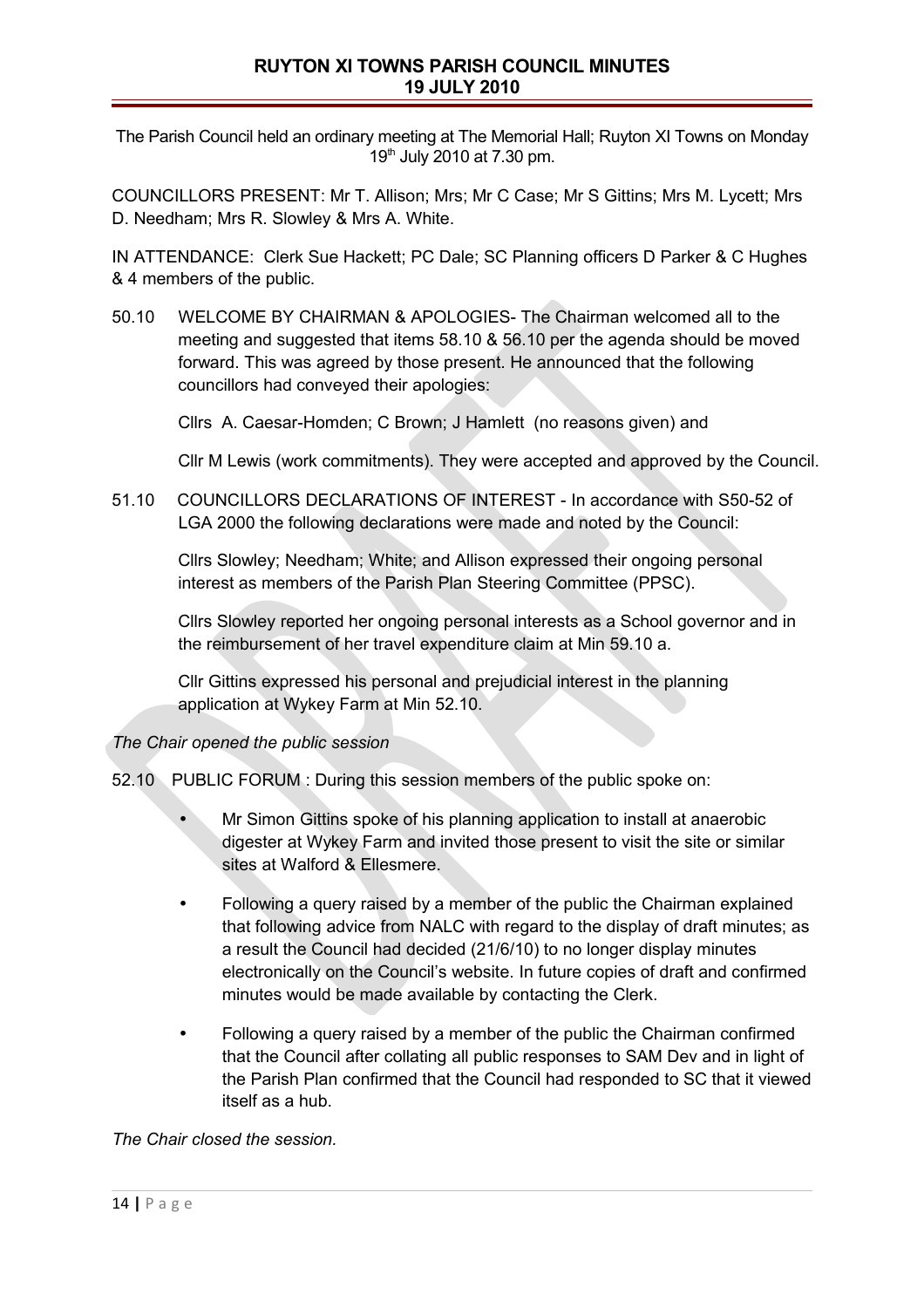**RUYTON XI TOWNS PARISH COUNCIL MINUTES**
**19 JULY 2010**

The Parish Council held an ordinary meeting at The Memorial Hall; Ruyton XI Towns on Monday 19th July 2010 at 7.30 pm.

COUNCILLORS PRESENT: Mr T. Allison; Mrs; Mr C Case; Mr S Gittins; Mrs M. Lycett; Mrs D. Needham; Mrs R. Slowley & Mrs A. White.

IN ATTENDANCE: Clerk Sue Hackett; PC Dale; SC Planning officers D Parker & C Hughes & 4 members of the public.

50.10 WELCOME BY CHAIRMAN & APOLOGIES- The Chairman welcomed all to the meeting and suggested that items 58.10 & 56.10 per the agenda should be moved forward. This was agreed by those present. He announced that the following councillors had conveyed their apologies:

Cllrs A. Caesar-Homden; C Brown; J Hamlett (no reasons given) and

Cllr M Lewis (work commitments). They were accepted and approved by the Council.

51.10 COUNCILLORS DECLARATIONS OF INTEREST - In accordance with S50-52 of LGA 2000 the following declarations were made and noted by the Council:

Cllrs Slowley; Needham; White; and Allison expressed their ongoing personal interest as members of the Parish Plan Steering Committee (PPSC).

Cllrs Slowley reported her ongoing personal interests as a School governor and in the reimbursement of her travel expenditure claim at Min 59.10 a.

Cllr Gittins expressed his personal and prejudicial interest in the planning application at Wykey Farm at Min 52.10.

*The Chair opened the public session*

52.10 PUBLIC FORUM : During this session members of the public spoke on:

- Mr Simon Gittins spoke of his planning application to install at anaerobic digester at Wykey Farm and invited those present to visit the site or similar sites at Walford & Ellesmere.
- Following a query raised by a member of the public the Chairman explained that following advice from NALC with regard to the display of draft minutes; as a result the Council had decided (21/6/10) to no longer display minutes electronically on the Council's website. In future copies of draft and confirmed minutes would be made available by contacting the Clerk.
- Following a query raised by a member of the public the Chairman confirmed that the Council after collating all public responses to SAM Dev and in light of the Parish Plan confirmed that the Council had responded to SC that it viewed itself as a hub.

*The Chair closed the session.*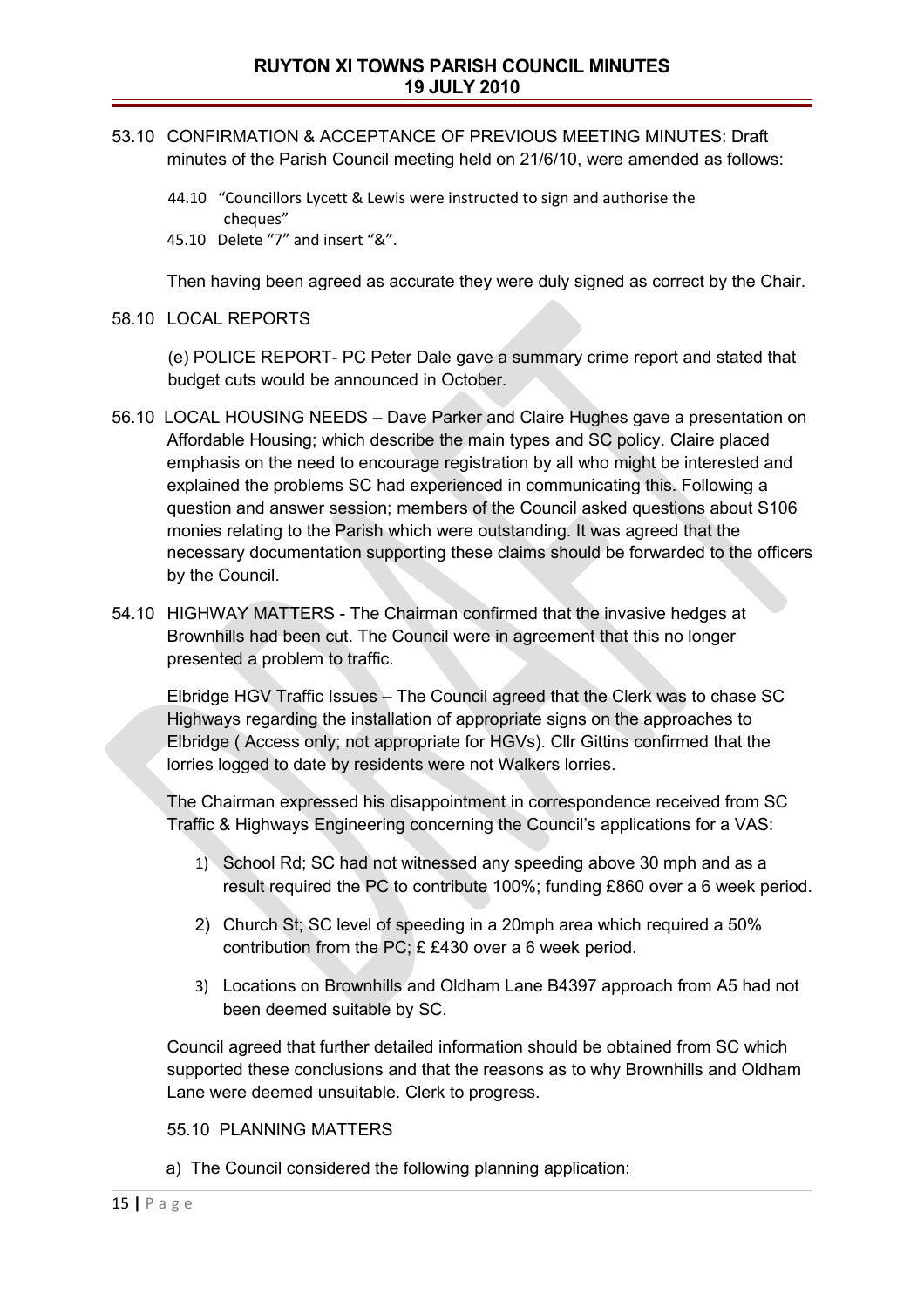53.10 CONFIRMATION & ACCEPTANCE OF PREVIOUS MEETING MINUTES: Draft minutes of the Parish Council meeting held on 21/6/10, were amended as follows:

44.10 "Councillors Lycett & Lewis were instructed to sign and authorise the cheques"

45.10 Delete "7" and insert "&".

Then having been agreed as accurate they were duly signed as correct by the Chair.

58.10 LOCAL REPORTS

(e) POLICE REPORT- PC Peter Dale gave a summary crime report and stated that budget cuts would be announced in October.

56.10 LOCAL HOUSING NEEDS – Dave Parker and Claire Hughes gave a presentation on Affordable Housing; which describe the main types and SC policy. Claire placed emphasis on the need to encourage registration by all who might be interested and explained the problems SC had experienced in communicating this. Following a question and answer session; members of the Council asked questions about S106 monies relating to the Parish which were outstanding. It was agreed that the necessary documentation supporting these claims should be forwarded to the officers by the Council.

54.10 HIGHWAY MATTERS - The Chairman confirmed that the invasive hedges at Brownhills had been cut. The Council were in agreement that this no longer presented a problem to traffic.

Elbridge HGV Traffic Issues – The Council agreed that the Clerk was to chase SC Highways regarding the installation of appropriate signs on the approaches to Elbridge ( Access only; not appropriate for HGVs). Cllr Gittins confirmed that the lorries logged to date by residents were not Walkers lorries.

The Chairman expressed his disappointment in correspondence received from SC Traffic & Highways Engineering concerning the Council's applications for a VAS:

1) School Rd; SC had not witnessed any speeding above 30 mph and as a result required the PC to contribute 100%; funding £860 over a 6 week period.
2) Church St; SC level of speeding in a 20mph area which required a 50% contribution from the PC; £ £430 over a 6 week period.
3) Locations on Brownhills and Oldham Lane B4397 approach from A5 had not been deemed suitable by SC.

Council agreed that further detailed information should be obtained from SC which supported these conclusions and that the reasons as to why Brownhills and Oldham Lane were deemed unsuitable. Clerk to progress.

55.10 PLANNING MATTERS

a) The Council considered the following planning application: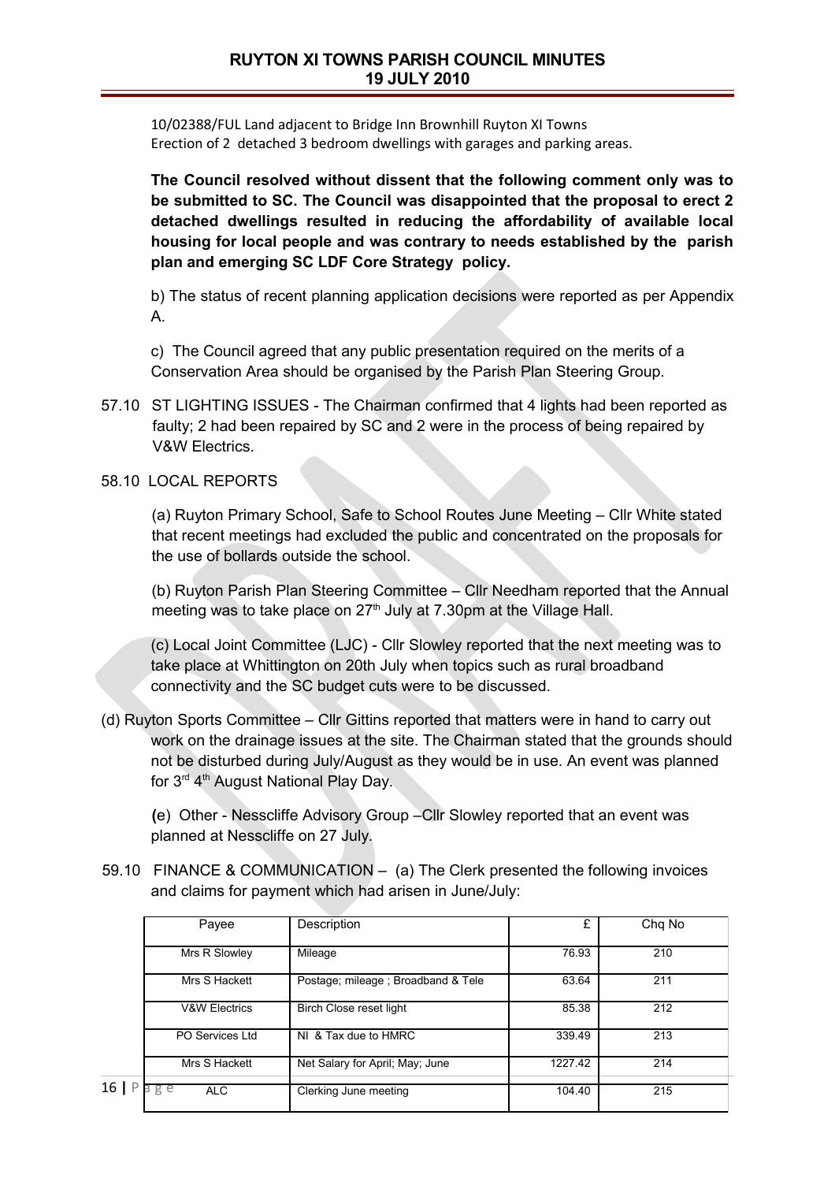10/02388/FUL Land adjacent to Bridge Inn Brownhill Ruyton XI Towns
Erection of 2 detached 3 bedroom dwellings with garages and parking areas.

**The Council resolved without dissent that the following comment only was to be submitted to SC. The Council was disappointed that the proposal to erect 2 detached dwellings resulted in reducing the affordability of available local housing for local people and was contrary to needs established by the parish plan and emerging SC LDF Core Strategy policy.**

b) The status of recent planning application decisions were reported as per Appendix A.

c) The Council agreed that any public presentation required on the merits of a Conservation Area should be organised by the Parish Plan Steering Group.

57.10 ST LIGHTING ISSUES - The Chairman confirmed that 4 lights had been reported as faulty; 2 had been repaired by SC and 2 were in the process of being repaired by V&W Electrics.

58.10 LOCAL REPORTS

(a) Ruyton Primary School, Safe to School Routes June Meeting – Cllr White stated that recent meetings had excluded the public and concentrated on the proposals for the use of bollards outside the school.

(b) Ruyton Parish Plan Steering Committee – Cllr Needham reported that the Annual meeting was to take place on 27th July at 7.30pm at the Village Hall.

(c) Local Joint Committee (LJC) - Cllr Slowley reported that the next meeting was to take place at Whittington on 20th July when topics such as rural broadband connectivity and the SC budget cuts were to be discussed.

(d) Ruyton Sports Committee – Cllr Gittins reported that matters were in hand to carry out work on the drainage issues at the site. The Chairman stated that the grounds should not be disturbed during July/August as they would be in use. An event was planned for 3rd 4th August National Play Day.

(e) Other - Nesscliffe Advisory Group –Cllr Slowley reported that an event was planned at Nesscliffe on 27 July.

59.10 FINANCE & COMMUNICATION – (a) The Clerk presented the following invoices and claims for payment which had arisen in June/July:

| Payee | Description | £ | Chq No |
|---|---|---|---|
| Mrs R Slowley | Mileage | 76.93 | 210 |
| Mrs S Hackett | Postage; mileage ; Broadband & Tele | 63.64 | 211 |
| V&W Electrics | Birch Close reset light | 85.38 | 212 |
| PO Services Ltd | NI & Tax due to HMRC | 339.49 | 213 |
| Mrs S Hackett | Net Salary for April; May; June | 1227.42 | 214 |
| ALC | Clerking June meeting | 104.40 | 215 |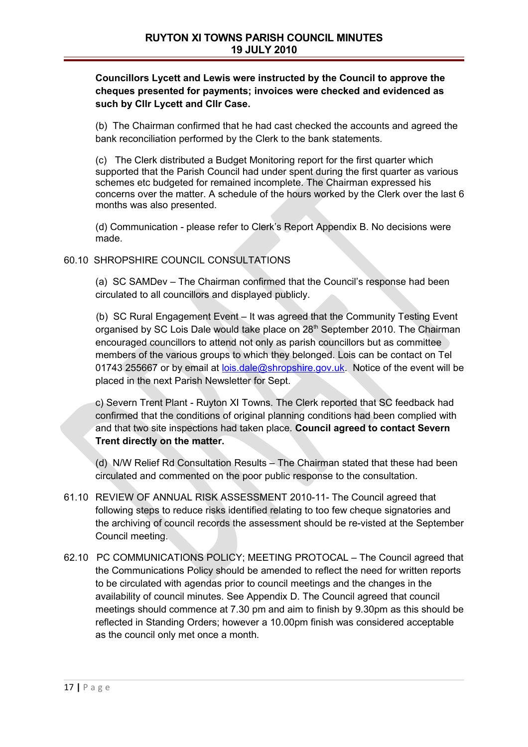**Councillors Lycett and Lewis were instructed by the Council to approve the cheques presented for payments; invoices were checked and evidenced as such by Cllr Lycett and Cllr Case.**

(b) The Chairman confirmed that he had cast checked the accounts and agreed the bank reconciliation performed by the Clerk to the bank statements.

(c) The Clerk distributed a Budget Monitoring report for the first quarter which supported that the Parish Council had under spent during the first quarter as various schemes etc budgeted for remained incomplete. The Chairman expressed his concerns over the matter. A schedule of the hours worked by the Clerk over the last 6 months was also presented.

(d) Communication - please refer to Clerk's Report Appendix B. No decisions were made.

60.10 SHROPSHIRE COUNCIL CONSULTATIONS

(a) SC SAMDev – The Chairman confirmed that the Council's response had been circulated to all councillors and displayed publicly.

(b) SC Rural Engagement Event – It was agreed that the Community Testing Event organised by SC Lois Dale would take place on 28th September 2010. The Chairman encouraged councillors to attend not only as parish councillors but as committee members of the various groups to which they belonged. Lois can be contact on Tel 01743 255667 or by email at lois.dale@shropshire.gov.uk. Notice of the event will be placed in the next Parish Newsletter for Sept.

c) Severn Trent Plant - Ruyton XI Towns. The Clerk reported that SC feedback had confirmed that the conditions of original planning conditions had been complied with and that two site inspections had taken place. **Council agreed to contact Severn Trent directly on the matter.**

(d) N/W Relief Rd Consultation Results – The Chairman stated that these had been circulated and commented on the poor public response to the consultation.

61.10 REVIEW OF ANNUAL RISK ASSESSMENT 2010-11- The Council agreed that following steps to reduce risks identified relating to too few cheque signatories and the archiving of council records the assessment should be re-visted at the September Council meeting.

62.10 PC COMMUNICATIONS POLICY; MEETING PROTOCAL – The Council agreed that the Communications Policy should be amended to reflect the need for written reports to be circulated with agendas prior to council meetings and the changes in the availability of council minutes. See Appendix D. The Council agreed that council meetings should commence at 7.30 pm and aim to finish by 9.30pm as this should be reflected in Standing Orders; however a 10.00pm finish was considered acceptable as the council only met once a month.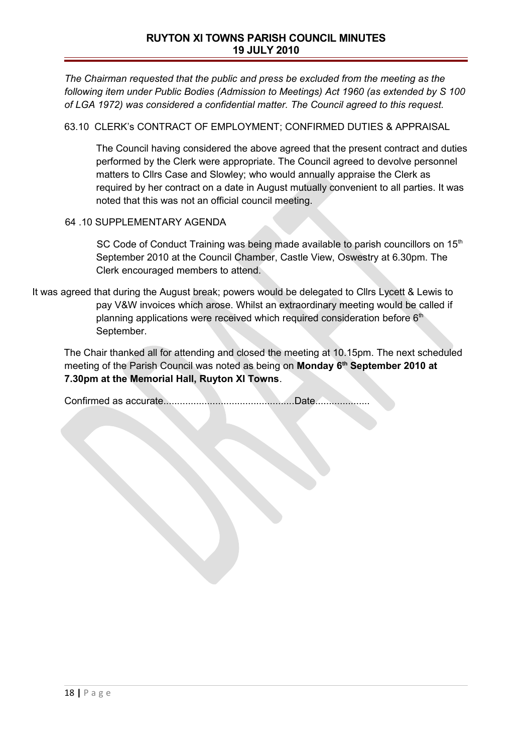*The Chairman requested that the public and press be excluded from the meeting as the following item under Public Bodies (Admission to Meetings) Act 1960 (as extended by S 100 of LGA 1972) was considered a confidential matter. The Council agreed to this request.*

63.10 CLERK's CONTRACT OF EMPLOYMENT; CONFIRMED DUTIES & APPRAISAL

The Council having considered the above agreed that the present contract and duties performed by the Clerk were appropriate. The Council agreed to devolve personnel matters to Cllrs Case and Slowley; who would annually appraise the Clerk as required by her contract on a date in August mutually convenient to all parties. It was noted that this was not an official council meeting.

64 .10 SUPPLEMENTARY AGENDA

SC Code of Conduct Training was being made available to parish councillors on 15th September 2010 at the Council Chamber, Castle View, Oswestry at 6.30pm. The Clerk encouraged members to attend.

It was agreed that during the August break; powers would be delegated to Cllrs Lycett & Lewis to pay V&W invoices which arose. Whilst an extraordinary meeting would be called if planning applications were received which required consideration before 6th September.

The Chair thanked all for attending and closed the meeting at 10.15pm. The next scheduled meeting of the Parish Council was noted as being on **Monday 6th September 2010 at 7.30pm at the Memorial Hall, Ruyton XI Towns**.

Confirmed as accurate..............................................Date....................